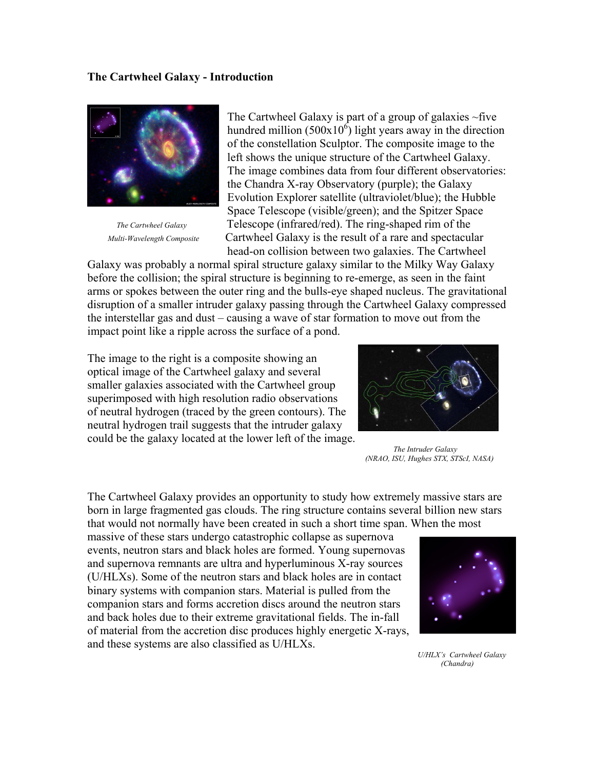**The Cartwheel Galaxy - Introduction**

*The Cartwheel Galaxy*
*Multi-Wavelength Composite*

The Cartwheel Galaxy is part of a group of galaxies ~five hundred million ($500 \times 10^6$) light years away in the direction of the constellation Sculptor. The composite image to the left shows the unique structure of the Cartwheel Galaxy. The image combines data from four different observatories: the Chandra X-ray Observatory (purple); the Galaxy Evolution Explorer satellite (ultraviolet/blue); the Hubble Space Telescope (visible/green); and the Spitzer Space Telescope (infrared/red). The ring-shaped rim of the Cartwheel Galaxy is the result of a rare and spectacular head-on collision between two galaxies. The Cartwheel Galaxy was probably a normal spiral structure galaxy similar to the Milky Way Galaxy before the collision; the spiral structure is beginning to re-emerge, as seen in the faint arms or spokes between the outer ring and the bulls-eye shaped nucleus. The gravitational disruption of a smaller intruder galaxy passing through the Cartwheel Galaxy compressed the interstellar gas and dust – causing a wave of star formation to move out from the impact point like a ripple across the surface of a pond.

The image to the right is a composite showing an optical image of the Cartwheel galaxy and several smaller galaxies associated with the Cartwheel group superimposed with high resolution radio observations of neutral hydrogen (traced by the green contours). The neutral hydrogen trail suggests that the intruder galaxy could be the galaxy located at the lower left of the image.

*The Intruder Galaxy*
*(NRAO, ISU, Hughes STX, STScI, NASA)*

The Cartwheel Galaxy provides an opportunity to study how extremely massive stars are born in large fragmented gas clouds. The ring structure contains several billion new stars that would not normally have been created in such a short time span. When the most massive of these stars undergo catastrophic collapse as supernova events, neutron stars and black holes are formed. Young supernovas and supernova remnants are ultra and hyperluminous X-ray sources (U/HLXs). Some of the neutron stars and black holes are in contact binary systems with companion stars. Material is pulled from the companion stars and forms accretion discs around the neutron stars and back holes due to their extreme gravitational fields. The in-fall of material from the accretion disc produces highly energetic X-rays, and these systems are also classified as U/HLXs.

*U/HLX's Cartwheel Galaxy*
*(Chandra)*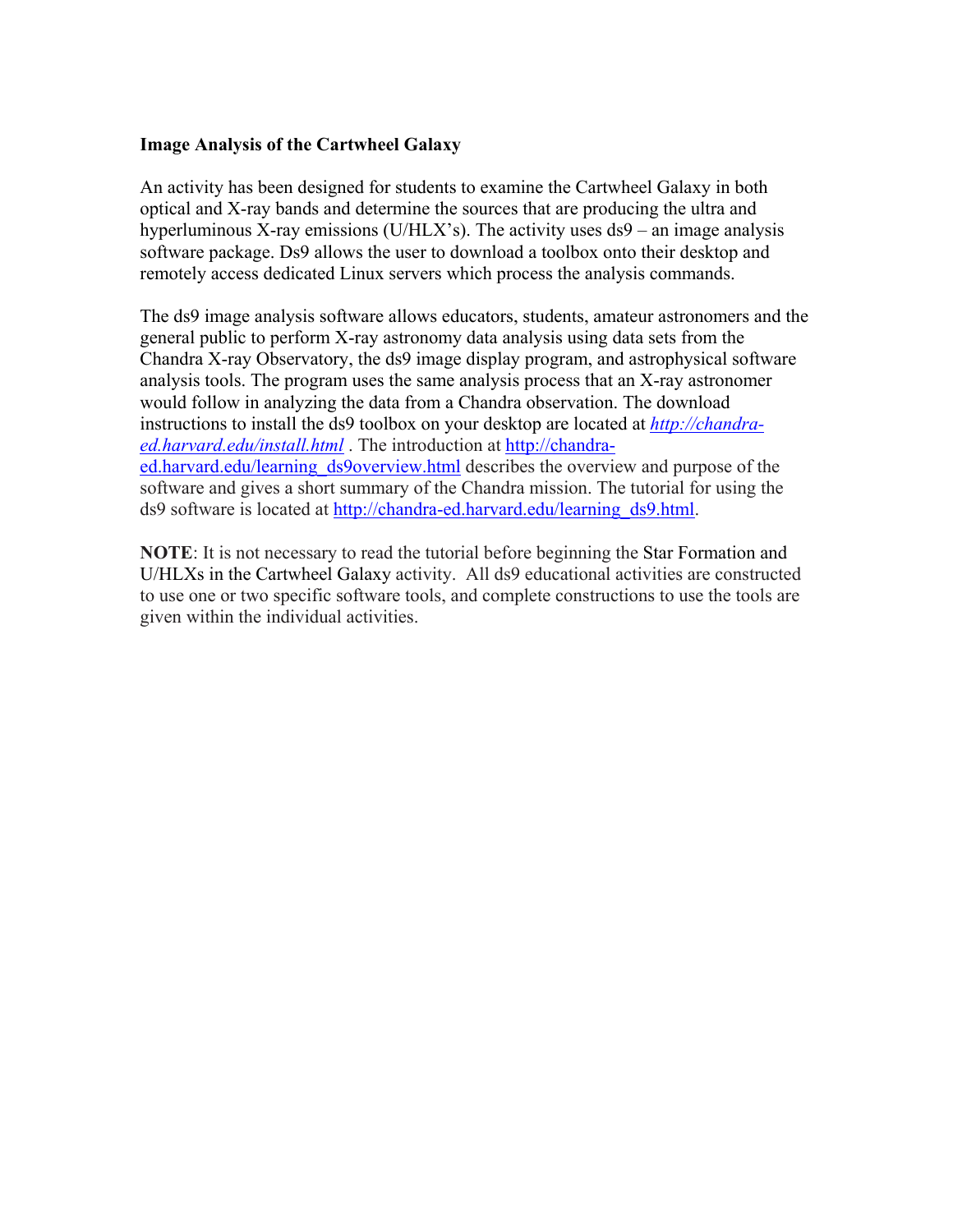**Image Analysis of the Cartwheel Galaxy**

An activity has been designed for students to examine the Cartwheel Galaxy in both optical and X-ray bands and determine the sources that are producing the ultra and hyperluminous X-ray emissions (U/HLX's). The activity uses ds9 – an image analysis software package. Ds9 allows the user to download a toolbox onto their desktop and remotely access dedicated Linux servers which process the analysis commands.

The ds9 image analysis software allows educators, students, amateur astronomers and the general public to perform X-ray astronomy data analysis using data sets from the Chandra X-ray Observatory, the ds9 image display program, and astrophysical software analysis tools. The program uses the same analysis process that an X-ray astronomer would follow in analyzing the data from a Chandra observation. The download instructions to install the ds9 toolbox on your desktop are located at *http://chandra-ed.harvard.edu/install.html* . The introduction at http://chandra-ed.harvard.edu/learning_ds9overview.html describes the overview and purpose of the software and gives a short summary of the Chandra mission. The tutorial for using the ds9 software is located at http://chandra-ed.harvard.edu/learning_ds9.html.

**NOTE**: It is not necessary to read the tutorial before beginning the Star Formation and U/HLXs in the Cartwheel Galaxy activity. All ds9 educational activities are constructed to use one or two specific software tools, and complete constructions to use the tools are given within the individual activities.